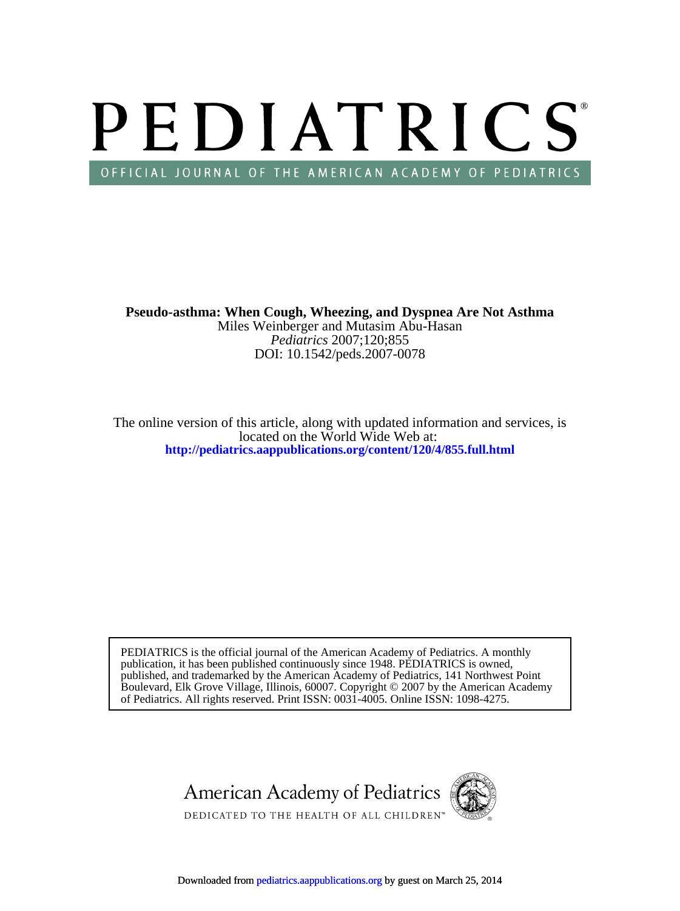# PEDIATRICS®

OFFICIAL JOURNAL OF THE AMERICAN ACADEMY OF PEDIATRICS

**Pseudo-asthma: When Cough, Wheezing, and Dyspnea Are Not Asthma**

Miles Weinberger and Mutasim Abu-Hasan

*Pediatrics* 2007;120;855

DOI: 10.1542/peds.2007-0078

The online version of this article, along with updated information and services, is located on the World Wide Web at:

**http://pediatrics.aappublications.org/content/120/4/855.full.html**

PEDIATRICS is the official journal of the American Academy of Pediatrics. A monthly publication, it has been published continuously since 1948. PEDIATRICS is owned, published, and trademarked by the American Academy of Pediatrics, 141 Northwest Point Boulevard, Elk Grove Village, Illinois, 60007. Copyright © 2007 by the American Academy of Pediatrics. All rights reserved. Print ISSN: 0031-4005. Online ISSN: 1098-4275.

American Academy of Pediatrics

DEDICATED TO THE HEALTH OF ALL CHILDREN™

Downloaded from pediatrics.aappublications.org by guest on March 25, 2014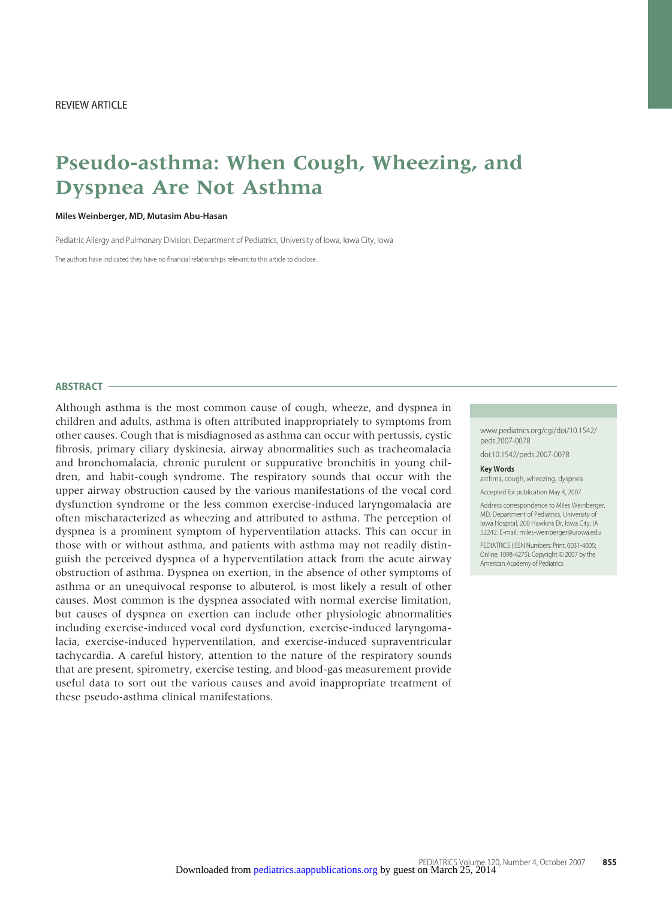REVIEW ARTICLE

# Pseudo-asthma: When Cough, Wheezing, and Dyspnea Are Not Asthma

**Miles Weinberger, MD, Mutasim Abu-Hasan**

Pediatric Allergy and Pulmonary Division, Department of Pediatrics, University of Iowa, Iowa City, Iowa

The authors have indicated they have no financial relationships relevant to this article to disclose.

## ABSTRACT

Although asthma is the most common cause of cough, wheeze, and dyspnea in children and adults, asthma is often attributed inappropriately to symptoms from other causes. Cough that is misdiagnosed as asthma can occur with pertussis, cystic fibrosis, primary ciliary dyskinesia, airway abnormalities such as tracheomalacia and bronchomalacia, chronic purulent or suppurative bronchitis in young children, and habit-cough syndrome. The respiratory sounds that occur with the upper airway obstruction caused by the various manifestations of the vocal cord dysfunction syndrome or the less common exercise-induced laryngomalacia are often mischaracterized as wheezing and attributed to asthma. The perception of dyspnea is a prominent symptom of hyperventilation attacks. This can occur in those with or without asthma, and patients with asthma may not readily distinguish the perceived dyspnea of a hyperventilation attack from the acute airway obstruction of asthma. Dyspnea on exertion, in the absence of other symptoms of asthma or an unequivocal response to albuterol, is most likely a result of other causes. Most common is the dyspnea associated with normal exercise limitation, but causes of dyspnea on exertion can include other physiologic abnormalities including exercise-induced vocal cord dysfunction, exercise-induced laryngomalacia, exercise-induced hyperventilation, and exercise-induced supraventricular tachycardia. A careful history, attention to the nature of the respiratory sounds that are present, spirometry, exercise testing, and blood-gas measurement provide useful data to sort out the various causes and avoid inappropriate treatment of these pseudo-asthma clinical manifestations.

www.pediatrics.org/cgi/doi/10.1542/peds.2007-0078

doi:10.1542/peds.2007-0078

**Key Words**
asthma, cough, wheezing, dyspnea

Accepted for publication May 4, 2007

Address correspondence to Miles Weinberger, MD, Department of Pediatrics, University of Iowa Hospital, 200 Hawkins Dr, Iowa City, IA 52242. E-mail: miles-weinberger@uiowa.edu

PEDIATRICS (ISSN Numbers: Print, 0031-4005; Online, 1098-4275). Copyright © 2007 by the American Academy of Pediatrics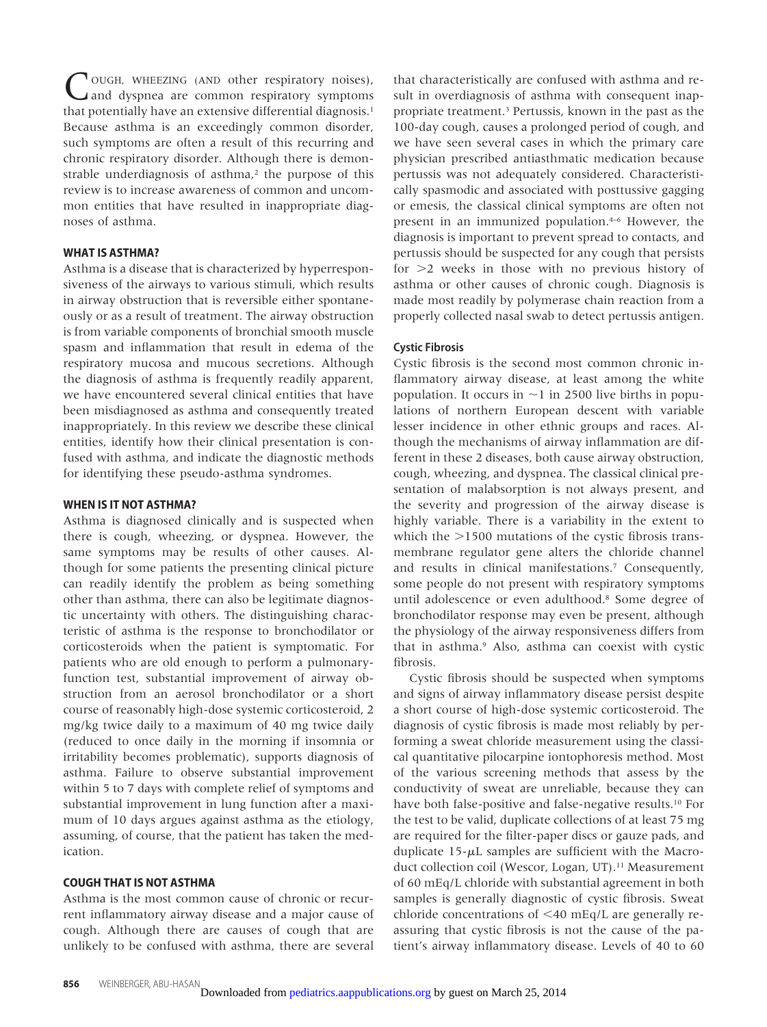COUGH, WHEEZING (AND other respiratory noises), and dyspnea are common respiratory symptoms that potentially have an extensive differential diagnosis.[1] Because asthma is an exceedingly common disorder, such symptoms are often a result of this recurring and chronic respiratory disorder. Although there is demonstrable underdiagnosis of asthma,[2] the purpose of this review is to increase awareness of common and uncommon entities that have resulted in inappropriate diagnoses of asthma.

## WHAT IS ASTHMA?

Asthma is a disease that is characterized by hyperresponsiveness of the airways to various stimuli, which results in airway obstruction that is reversible either spontaneously or as a result of treatment. The airway obstruction is from variable components of bronchial smooth muscle spasm and inflammation that result in edema of the respiratory mucosa and mucous secretions. Although the diagnosis of asthma is frequently readily apparent, we have encountered several clinical entities that have been misdiagnosed as asthma and consequently treated inappropriately. In this review we describe these clinical entities, identify how their clinical presentation is confused with asthma, and indicate the diagnostic methods for identifying these pseudo-asthma syndromes.

## WHEN IS IT NOT ASTHMA?

Asthma is diagnosed clinically and is suspected when there is cough, wheezing, or dyspnea. However, the same symptoms may be results of other causes. Although for some patients the presenting clinical picture can readily identify the problem as being something other than asthma, there can also be legitimate diagnostic uncertainty with others. The distinguishing characteristic of asthma is the response to bronchodilator or corticosteroids when the patient is symptomatic. For patients who are old enough to perform a pulmonary-function test, substantial improvement of airway obstruction from an aerosol bronchodilator or a short course of reasonably high-dose systemic corticosteroid, 2 mg/kg twice daily to a maximum of 40 mg twice daily (reduced to once daily in the morning if insomnia or irritability becomes problematic), supports diagnosis of asthma. Failure to observe substantial improvement within 5 to 7 days with complete relief of symptoms and substantial improvement in lung function after a maximum of 10 days argues against asthma as the etiology, assuming, of course, that the patient has taken the medication.

## COUGH THAT IS NOT ASTHMA

Asthma is the most common cause of chronic or recurrent inflammatory airway disease and a major cause of cough. Although there are causes of cough that are unlikely to be confused with asthma, there are several that characteristically are confused with asthma and result in overdiagnosis of asthma with consequent inappropriate treatment.[3] Pertussis, known in the past as the 100-day cough, causes a prolonged period of cough, and we have seen several cases in which the primary care physician prescribed antiasthmatic medication because pertussis was not adequately considered. Characteristically spasmodic and associated with posttussive gagging or emesis, the classical clinical symptoms are often not present in an immunized population.[4–6] However, the diagnosis is important to prevent spread to contacts, and pertussis should be suspected for any cough that persists for >2 weeks in those with no previous history of asthma or other causes of chronic cough. Diagnosis is made most readily by polymerase chain reaction from a properly collected nasal swab to detect pertussis antigen.

### Cystic Fibrosis

Cystic fibrosis is the second most common chronic inflammatory airway disease, at least among the white population. It occurs in ~1 in 2500 live births in populations of northern European descent with variable lesser incidence in other ethnic groups and races. Although the mechanisms of airway inflammation are different in these 2 diseases, both cause airway obstruction, cough, wheezing, and dyspnea. The classical clinical presentation of malabsorption is not always present, and the severity and progression of the airway disease is highly variable. There is a variability in the extent to which the >1500 mutations of the cystic fibrosis transmembrane regulator gene alters the chloride channel and results in clinical manifestations.[7] Consequently, some people do not present with respiratory symptoms until adolescence or even adulthood.[8] Some degree of bronchodilator response may even be present, although the physiology of the airway responsiveness differs from that in asthma.[9] Also, asthma can coexist with cystic fibrosis.

Cystic fibrosis should be suspected when symptoms and signs of airway inflammatory disease persist despite a short course of high-dose systemic corticosteroid. The diagnosis of cystic fibrosis is made most reliably by performing a sweat chloride measurement using the classical quantitative pilocarpine iontophoresis method. Most of the various screening methods that assess by the conductivity of sweat are unreliable, because they can have both false-positive and false-negative results.[10] For the test to be valid, duplicate collections of at least 75 mg are required for the filter-paper discs or gauze pads, and duplicate 15-μL samples are sufficient with the Macroduct collection coil (Wescor, Logan, UT).[11] Measurement of 60 mEq/L chloride with substantial agreement in both samples is generally diagnostic of cystic fibrosis. Sweat chloride concentrations of <40 mEq/L are generally reassuring that cystic fibrosis is not the cause of the patient's airway inflammatory disease. Levels of 40 to 60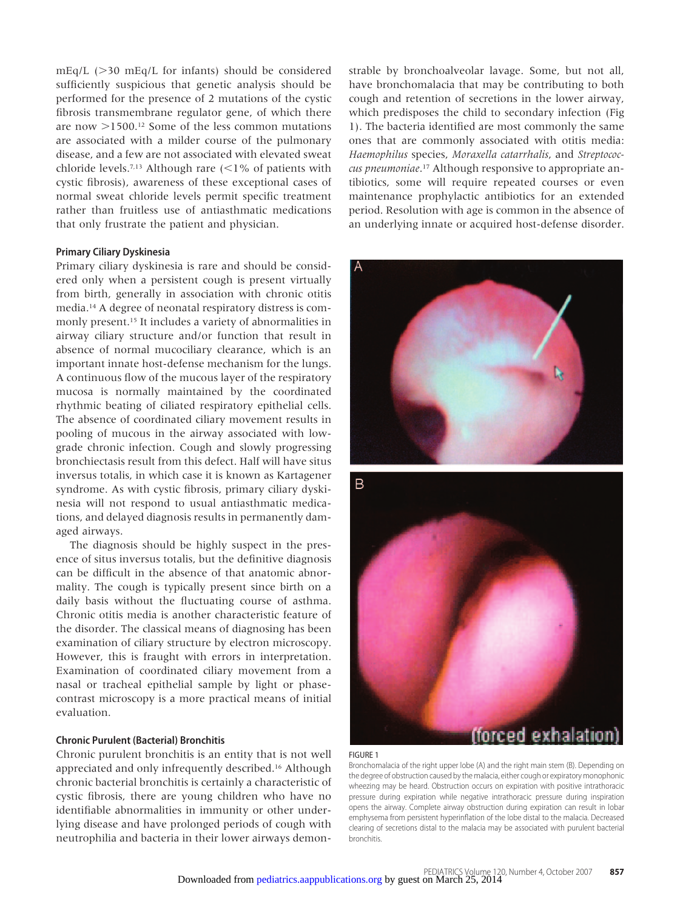mEq/L (>30 mEq/L for infants) should be considered sufficiently suspicious that genetic analysis should be performed for the presence of 2 mutations of the cystic fibrosis transmembrane regulator gene, of which there are now >1500.[12] Some of the less common mutations are associated with a milder course of the pulmonary disease, and a few are not associated with elevated sweat chloride levels.[7,13] Although rare (<1% of patients with cystic fibrosis), awareness of these exceptional cases of normal sweat chloride levels permit specific treatment rather than fruitless use of antiasthmatic medications that only frustrate the patient and physician.

### Primary Ciliary Dyskinesia

Primary ciliary dyskinesia is rare and should be considered only when a persistent cough is present virtually from birth, generally in association with chronic otitis media.[14] A degree of neonatal respiratory distress is commonly present.[15] It includes a variety of abnormalities in airway ciliary structure and/or function that result in absence of normal mucociliary clearance, which is an important innate host-defense mechanism for the lungs. A continuous flow of the mucous layer of the respiratory mucosa is normally maintained by the coordinated rhythmic beating of ciliated respiratory epithelial cells. The absence of coordinated ciliary movement results in pooling of mucous in the airway associated with low-grade chronic infection. Cough and slowly progressing bronchiectasis result from this defect. Half will have situs inversus totalis, in which case it is known as Kartagener syndrome. As with cystic fibrosis, primary ciliary dyskinesia will not respond to usual antiasthmatic medications, and delayed diagnosis results in permanently damaged airways.

The diagnosis should be highly suspect in the presence of situs inversus totalis, but the definitive diagnosis can be difficult in the absence of that anatomic abnormality. The cough is typically present since birth on a daily basis without the fluctuating course of asthma. Chronic otitis media is another characteristic feature of the disorder. The classical means of diagnosing has been examination of ciliary structure by electron microscopy. However, this is fraught with errors in interpretation. Examination of coordinated ciliary movement from a nasal or tracheal epithelial sample by light or phase-contrast microscopy is a more practical means of initial evaluation.

### Chronic Purulent (Bacterial) Bronchitis

Chronic purulent bronchitis is an entity that is not well appreciated and only infrequently described.[16] Although chronic bacterial bronchitis is certainly a characteristic of cystic fibrosis, there are young children who have no identifiable abnormalities in immunity or other underlying disease and have prolonged periods of cough with neutrophilia and bacteria in their lower airways demonstrable by bronchoalveolar lavage. Some, but not all, have bronchomalacia that may be contributing to both cough and retention of secretions in the lower airway, which predisposes the child to secondary infection (Fig 1). The bacteria identified are most commonly the same ones that are commonly associated with otitis media: *Haemophilus* species, *Moraxella catarrhalis*, and *Streptococcus pneumoniae*.[17] Although responsive to appropriate antibiotics, some will require repeated courses or even maintenance prophylactic antibiotics for an extended period. Resolution with age is common in the absence of an underlying innate or acquired host-defense disorder.

FIGURE 1
Bronchomalacia of the right upper lobe (A) and the right main stem (B). Depending on the degree of obstruction caused by the malacia, either cough or expiratory monophonic wheezing may be heard. Obstruction occurs on expiration with positive intrathoracic pressure during expiration while negative intrathoracic pressure during inspiration opens the airway. Complete airway obstruction during expiration can result in lobar emphysema from persistent hyperinflation of the lobe distal to the malacia. Decreased clearing of secretions distal to the malacia may be associated with purulent bacterial bronchitis.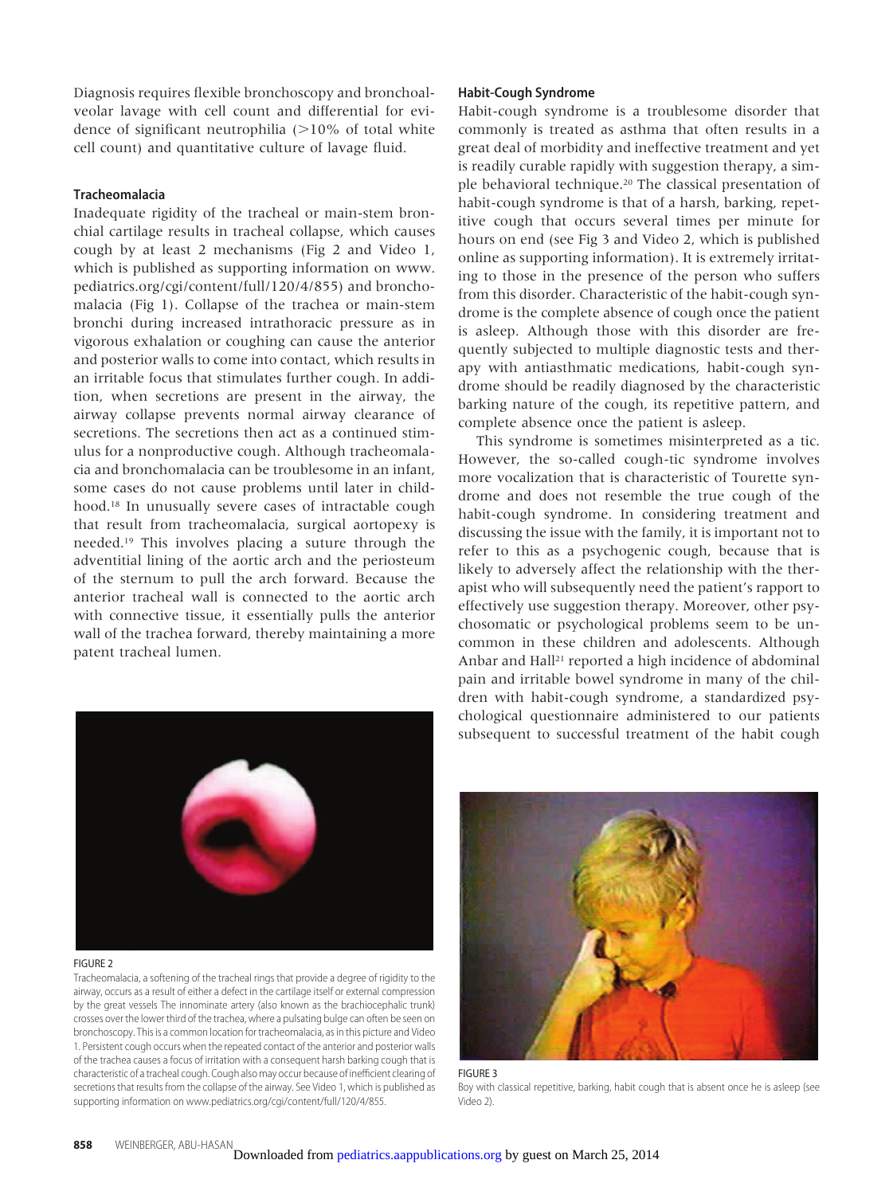Diagnosis requires flexible bronchoscopy and bronchoalveolar lavage with cell count and differential for evidence of significant neutrophilia (>10% of total white cell count) and quantitative culture of lavage fluid.

### Tracheomalacia

Inadequate rigidity of the tracheal or main-stem bronchial cartilage results in tracheal collapse, which causes cough by at least 2 mechanisms (Fig 2 and Video 1, which is published as supporting information on www.pediatrics.org/cgi/content/full/120/4/855) and bronchomalacia (Fig 1). Collapse of the trachea or main-stem bronchi during increased intrathoracic pressure as in vigorous exhalation or coughing can cause the anterior and posterior walls to come into contact, which results in an irritable focus that stimulates further cough. In addition, when secretions are present in the airway, the airway collapse prevents normal airway clearance of secretions. The secretions then act as a continued stimulus for a nonproductive cough. Although tracheomalacia and bronchomalacia can be troublesome in an infant, some cases do not cause problems until later in childhood.[18] In unusually severe cases of intractable cough that result from tracheomalacia, surgical aortopexy is needed.[19] This involves placing a suture through the adventitial lining of the aortic arch and the periosteum of the sternum to pull the arch forward. Because the anterior tracheal wall is connected to the aortic arch with connective tissue, it essentially pulls the anterior wall of the trachea forward, thereby maintaining a more patent tracheal lumen.

FIGURE 2

Tracheomalacia, a softening of the tracheal rings that provide a degree of rigidity to the airway, occurs as a result of either a defect in the cartilage itself or external compression by the great vessels The innominate artery (also known as the brachiocephalic trunk) crosses over the lower third of the trachea, where a pulsating bulge can often be seen on bronchoscopy. This is a common location for tracheomalacia, as in this picture and Video 1. Persistent cough occurs when the repeated contact of the anterior and posterior walls of the trachea causes a focus of irritation with a consequent harsh barking cough that is characteristic of a tracheal cough. Cough also may occur because of inefficient clearing of secretions that results from the collapse of the airway. See Video 1, which is published as supporting information on www.pediatrics.org/cgi/content/full/120/4/855.

### Habit-Cough Syndrome

Habit-cough syndrome is a troublesome disorder that commonly is treated as asthma that often results in a great deal of morbidity and ineffective treatment and yet is readily curable rapidly with suggestion therapy, a simple behavioral technique.[20] The classical presentation of habit-cough syndrome is that of a harsh, barking, repetitive cough that occurs several times per minute for hours on end (see Fig 3 and Video 2, which is published online as supporting information). It is extremely irritating to those in the presence of the person who suffers from this disorder. Characteristic of the habit-cough syndrome is the complete absence of cough once the patient is asleep. Although those with this disorder are frequently subjected to multiple diagnostic tests and therapy with antiasthmatic medications, habit-cough syndrome should be readily diagnosed by the characteristic barking nature of the cough, its repetitive pattern, and complete absence once the patient is asleep.

This syndrome is sometimes misinterpreted as a tic. However, the so-called cough-tic syndrome involves more vocalization that is characteristic of Tourette syndrome and does not resemble the true cough of the habit-cough syndrome. In considering treatment and discussing the issue with the family, it is important not to refer to this as a psychogenic cough, because that is likely to adversely affect the relationship with the therapist who will subsequently need the patient's rapport to effectively use suggestion therapy. Moreover, other psychosomatic or psychological problems seem to be uncommon in these children and adolescents. Although Anbar and Hall[21] reported a high incidence of abdominal pain and irritable bowel syndrome in many of the children with habit-cough syndrome, a standardized psychological questionnaire administered to our patients subsequent to successful treatment of the habit cough

FIGURE 3

Boy with classical repetitive, barking, habit cough that is absent once he is asleep (see Video 2).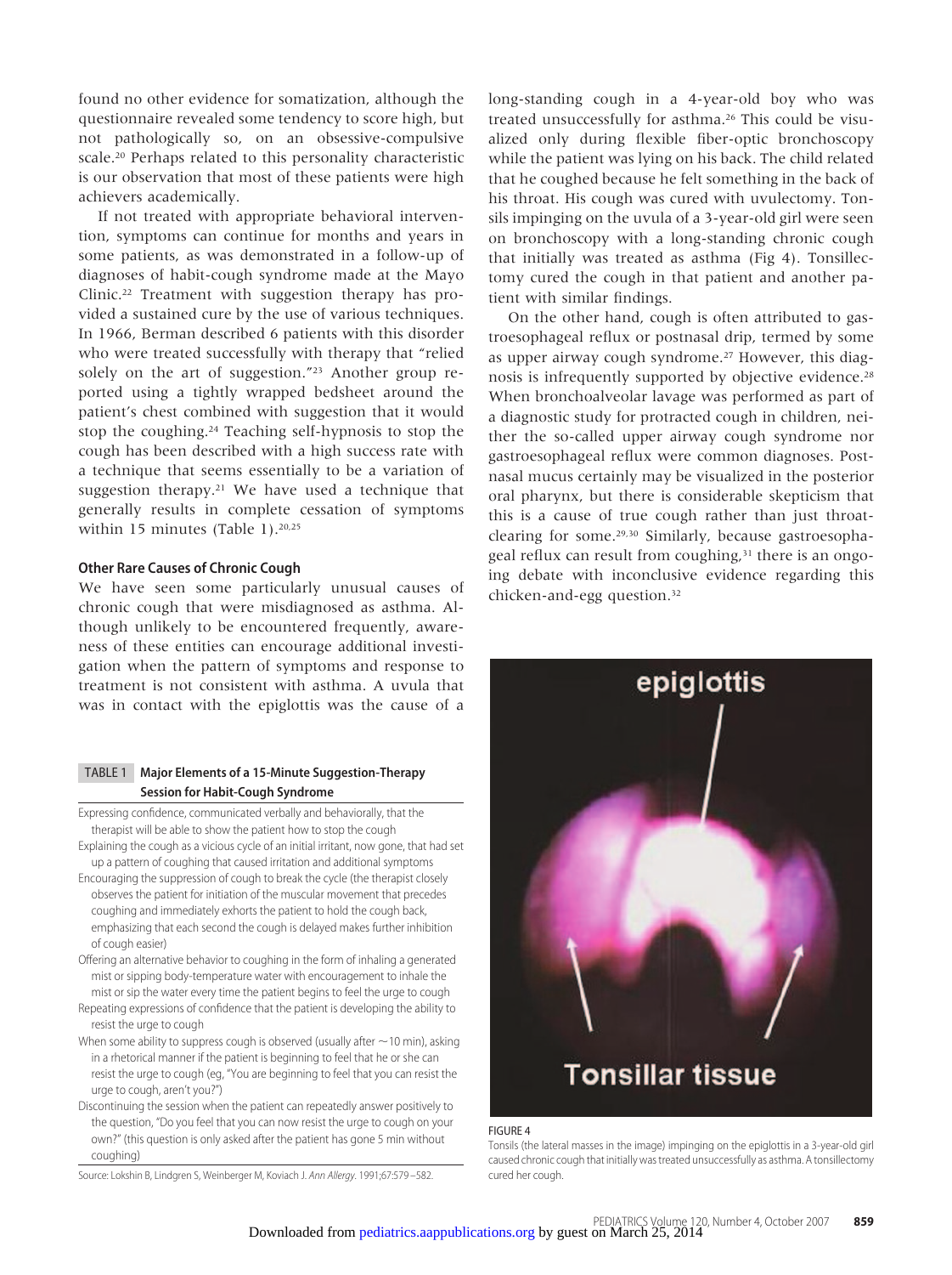found no other evidence for somatization, although the questionnaire revealed some tendency to score high, but not pathologically so, on an obsessive-compulsive scale.[20] Perhaps related to this personality characteristic is our observation that most of these patients were high achievers academically.

If not treated with appropriate behavioral intervention, symptoms can continue for months and years in some patients, as was demonstrated in a follow-up of diagnoses of habit-cough syndrome made at the Mayo Clinic.[22] Treatment with suggestion therapy has provided a sustained cure by the use of various techniques. In 1966, Berman described 6 patients with this disorder who were treated successfully with therapy that "relied solely on the art of suggestion."[23] Another group reported using a tightly wrapped bedsheet around the patient's chest combined with suggestion that it would stop the coughing.[24] Teaching self-hypnosis to stop the cough has been described with a high success rate with a technique that seems essentially to be a variation of suggestion therapy.[21] We have used a technique that generally results in complete cessation of symptoms within 15 minutes (Table 1).[20,25]

### Other Rare Causes of Chronic Cough

We have seen some particularly unusual causes of chronic cough that were misdiagnosed as asthma. Although unlikely to be encountered frequently, awareness of these entities can encourage additional investigation when the pattern of symptoms and response to treatment is not consistent with asthma. A uvula that was in contact with the epiglottis was the cause of a long-standing cough in a 4-year-old boy who was treated unsuccessfully for asthma.[26] This could be visualized only during flexible fiber-optic bronchoscopy while the patient was lying on his back. The child related that he coughed because he felt something in the back of his throat. His cough was cured with uvulectomy. Tonsils impinging on the uvula of a 3-year-old girl were seen on bronchoscopy with a long-standing chronic cough that initially was treated as asthma (Fig 4). Tonsillectomy cured the cough in that patient and another patient with similar findings.

On the other hand, cough is often attributed to gastroesophageal reflux or postnasal drip, termed by some as upper airway cough syndrome.[27] However, this diagnosis is infrequently supported by objective evidence.[28] When bronchoalveolar lavage was performed as part of a diagnostic study for protracted cough in children, neither the so-called upper airway cough syndrome nor gastroesophageal reflux were common diagnoses. Postnasal mucus certainly may be visualized in the posterior oral pharynx, but there is considerable skepticism that this is a cause of true cough rather than just throat-clearing for some.[29,30] Similarly, because gastroesophageal reflux can result from coughing,[31] there is an ongoing debate with inconclusive evidence regarding this chicken-and-egg question.[32]

**TABLE 1 Major Elements of a 15-Minute Suggestion-Therapy Session for Habit-Cough Syndrome**

| |
|---|
| Expressing confidence, communicated verbally and behaviorally, that the therapist will be able to show the patient how to stop the cough |
| Explaining the cough as a vicious cycle of an initial irritant, now gone, that had set up a pattern of coughing that caused irritation and additional symptoms |
| Encouraging the suppression of cough to break the cycle (the therapist closely observes the patient for initiation of the muscular movement that precedes coughing and immediately exhorts the patient to hold the cough back, emphasizing that each second the cough is delayed makes further inhibition of cough easier) |
| Offering an alternative behavior to coughing in the form of inhaling a generated mist or sipping body-temperature water with encouragement to inhale the mist or sip the water every time the patient begins to feel the urge to cough |
| Repeating expressions of confidence that the patient is developing the ability to resist the urge to cough |
| When some ability to suppress cough is observed (usually after ~10 min), asking in a rhetorical manner if the patient is beginning to feel that he or she can resist the urge to cough (eg, "You are beginning to feel that you can resist the urge to cough, aren't you?") |
| Discontinuing the session when the patient can repeatedly answer positively to the question, "Do you feel that you can now resist the urge to cough on your own?" (this question is only asked after the patient has gone 5 min without coughing) |

Source: Lokshin B, Lindgren S, Weinberger M, Koviach J. *Ann Allergy*. 1991;67:579–582.

FIGURE 4
Tonsils (the lateral masses in the image) impinging on the epiglottis in a 3-year-old girl caused chronic cough that initially was treated unsuccessfully as asthma. A tonsillectomy cured her cough.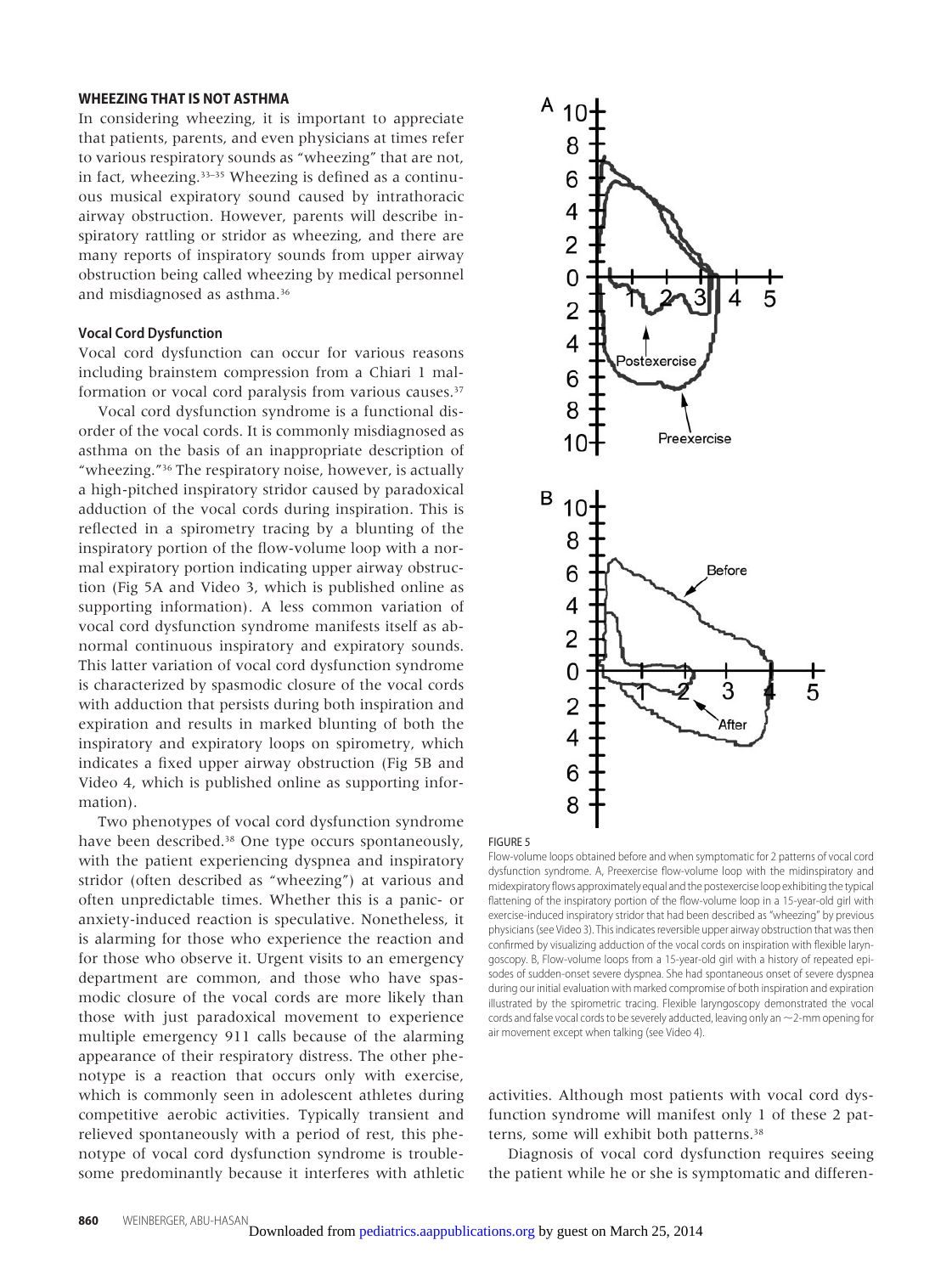## WHEEZING THAT IS NOT ASTHMA

In considering wheezing, it is important to appreciate that patients, parents, and even physicians at times refer to various respiratory sounds as "wheezing" that are not, in fact, wheezing.[33–35] Wheezing is defined as a continuous musical expiratory sound caused by intrathoracic airway obstruction. However, parents will describe inspiratory rattling or stridor as wheezing, and there are many reports of inspiratory sounds from upper airway obstruction being called wheezing by medical personnel and misdiagnosed as asthma.[36]

### Vocal Cord Dysfunction

Vocal cord dysfunction can occur for various reasons including brainstem compression from a Chiari 1 malformation or vocal cord paralysis from various causes.[37]

Vocal cord dysfunction syndrome is a functional disorder of the vocal cords. It is commonly misdiagnosed as asthma on the basis of an inappropriate description of "wheezing."[36] The respiratory noise, however, is actually a high-pitched inspiratory stridor caused by paradoxical adduction of the vocal cords during inspiration. This is reflected in a spirometry tracing by a blunting of the inspiratory portion of the flow-volume loop with a normal expiratory portion indicating upper airway obstruction (Fig 5A and Video 3, which is published online as supporting information). A less common variation of vocal cord dysfunction syndrome manifests itself as abnormal continuous inspiratory and expiratory sounds. This latter variation of vocal cord dysfunction syndrome is characterized by spasmodic closure of the vocal cords with adduction that persists during both inspiration and expiration and results in marked blunting of both the inspiratory and expiratory loops on spirometry, which indicates a fixed upper airway obstruction (Fig 5B and Video 4, which is published online as supporting information).

Two phenotypes of vocal cord dysfunction syndrome have been described.[38] One type occurs spontaneously, with the patient experiencing dyspnea and inspiratory stridor (often described as "wheezing") at various and often unpredictable times. Whether this is a panic- or anxiety-induced reaction is speculative. Nonetheless, it is alarming for those who experience the reaction and for those who observe it. Urgent visits to an emergency department are common, and those who have spasmodic closure of the vocal cords are more likely than those with just paradoxical movement to experience multiple emergency 911 calls because of the alarming appearance of their respiratory distress. The other phenotype is a reaction that occurs only with exercise, which is commonly seen in adolescent athletes during competitive aerobic activities. Typically transient and relieved spontaneously with a period of rest, this phenotype of vocal cord dysfunction syndrome is troublesome predominantly because it interferes with athletic activities. Although most patients with vocal cord dysfunction syndrome will manifest only 1 of these 2 patterns, some will exhibit both patterns.[38]

Diagnosis of vocal cord dysfunction requires seeing the patient while he or she is symptomatic and differen-

FIGURE 5

Flow-volume loops obtained before and when symptomatic for 2 patterns of vocal cord dysfunction syndrome. A, Preexercise flow-volume loop with the midinspiratory and midexpiratory flows approximately equal and the postexercise loop exhibiting the typical flattening of the inspiratory portion of the flow-volume loop in a 15-year-old girl with exercise-induced inspiratory stridor that had been described as "wheezing" by previous physicians (see Video 3). This indicates reversible upper airway obstruction that was then confirmed by visualizing adduction of the vocal cords on inspiration with flexible laryngoscopy. B, Flow-volume loops from a 15-year-old girl with a history of repeated episodes of sudden-onset severe dyspnea. She had spontaneous onset of severe dyspnea during our initial evaluation with marked compromise of both inspiration and expiration illustrated by the spirometric tracing. Flexible laryngoscopy demonstrated the vocal cords and false vocal cords to be severely adducted, leaving only an ~2-mm opening for air movement except when talking (see Video 4).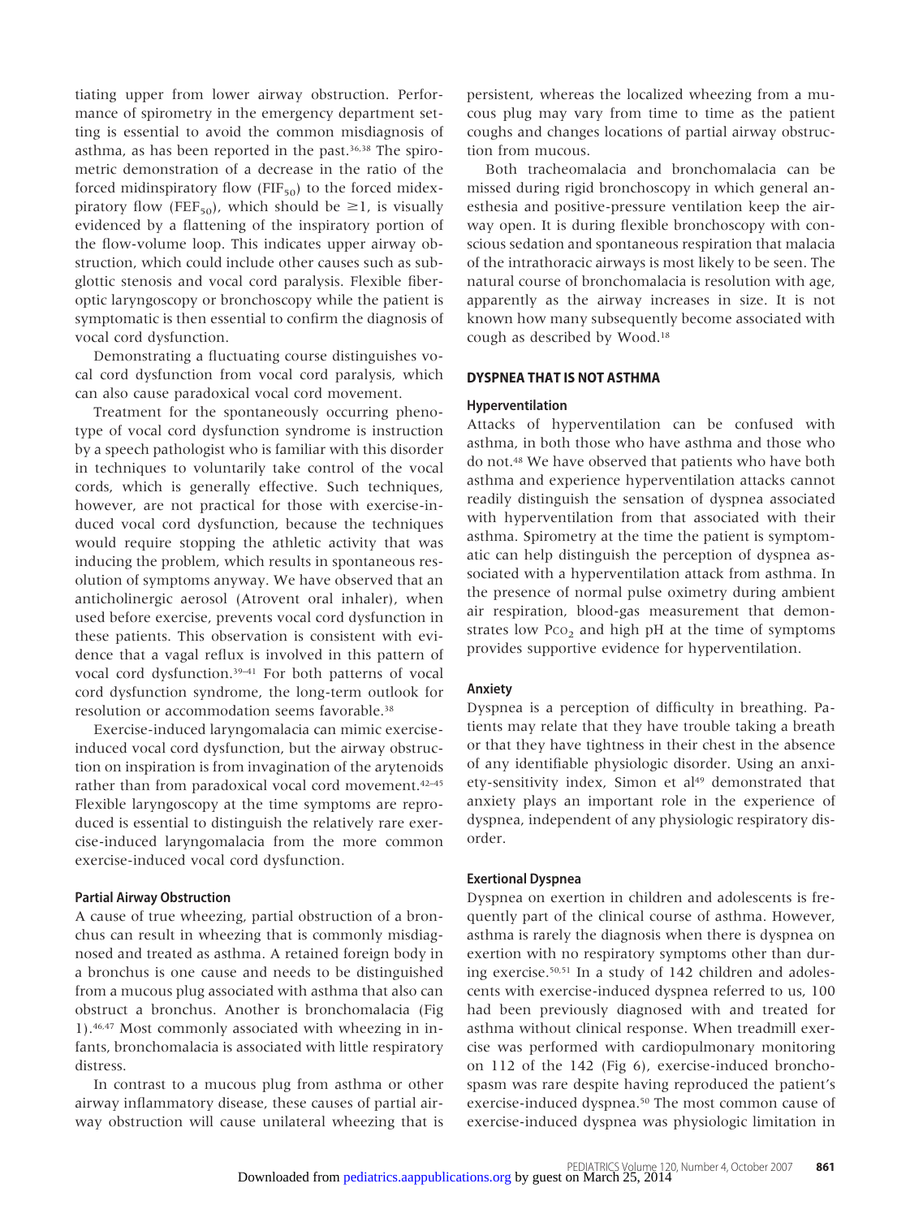tiating upper from lower airway obstruction. Performance of spirometry in the emergency department setting is essential to avoid the common misdiagnosis of asthma, as has been reported in the past.[36,38] The spirometric demonstration of a decrease in the ratio of the forced midinspiratory flow ($FIF_{50}$) to the forced midexpiratory flow ($FEF_{50}$), which should be $\geq 1$, is visually evidenced by a flattening of the inspiratory portion of the flow-volume loop. This indicates upper airway obstruction, which could include other causes such as subglottic stenosis and vocal cord paralysis. Flexible fiberoptic laryngoscopy or bronchoscopy while the patient is symptomatic is then essential to confirm the diagnosis of vocal cord dysfunction.

Demonstrating a fluctuating course distinguishes vocal cord dysfunction from vocal cord paralysis, which can also cause paradoxical vocal cord movement.

Treatment for the spontaneously occurring phenotype of vocal cord dysfunction syndrome is instruction by a speech pathologist who is familiar with this disorder in techniques to voluntarily take control of the vocal cords, which is generally effective. Such techniques, however, are not practical for those with exercise-induced vocal cord dysfunction, because the techniques would require stopping the athletic activity that was inducing the problem, which results in spontaneous resolution of symptoms anyway. We have observed that an anticholinergic aerosol (Atrovent oral inhaler), when used before exercise, prevents vocal cord dysfunction in these patients. This observation is consistent with evidence that a vagal reflux is involved in this pattern of vocal cord dysfunction.[39–41] For both patterns of vocal cord dysfunction syndrome, the long-term outlook for resolution or accommodation seems favorable.[38]

Exercise-induced laryngomalacia can mimic exercise-induced vocal cord dysfunction, but the airway obstruction on inspiration is from invagination of the arytenoids rather than from paradoxical vocal cord movement.[42–45] Flexible laryngoscopy at the time symptoms are reproduced is essential to distinguish the relatively rare exercise-induced laryngomalacia from the more common exercise-induced vocal cord dysfunction.

#### Partial Airway Obstruction

A cause of true wheezing, partial obstruction of a bronchus can result in wheezing that is commonly misdiagnosed and treated as asthma. A retained foreign body in a bronchus is one cause and needs to be distinguished from a mucous plug associated with asthma that also can obstruct a bronchus. Another is bronchomalacia (Fig 1).[46,47] Most commonly associated with wheezing in infants, bronchomalacia is associated with little respiratory distress.

In contrast to a mucous plug from asthma or other airway inflammatory disease, these causes of partial airway obstruction will cause unilateral wheezing that is persistent, whereas the localized wheezing from a mucous plug may vary from time to time as the patient coughs and changes locations of partial airway obstruction from mucous.

Both tracheomalacia and bronchomalacia can be missed during rigid bronchoscopy in which general anesthesia and positive-pressure ventilation keep the airway open. It is during flexible bronchoscopy with conscious sedation and spontaneous respiration that malacia of the intrathoracic airways is most likely to be seen. The natural course of bronchomalacia is resolution with age, apparently as the airway increases in size. It is not known how many subsequently become associated with cough as described by Wood.[18]

### DYSPNEA THAT IS NOT ASTHMA

#### Hyperventilation

Attacks of hyperventilation can be confused with asthma, in both those who have asthma and those who do not.[48] We have observed that patients who have both asthma and experience hyperventilation attacks cannot readily distinguish the sensation of dyspnea associated with hyperventilation from that associated with their asthma. Spirometry at the time the patient is symptomatic can help distinguish the perception of dyspnea associated with a hyperventilation attack from asthma. In the presence of normal pulse oximetry during ambient air respiration, blood-gas measurement that demonstrates low $P_{CO_2}$ and high pH at the time of symptoms provides supportive evidence for hyperventilation.

#### Anxiety

Dyspnea is a perception of difficulty in breathing. Patients may relate that they have trouble taking a breath or that they have tightness in their chest in the absence of any identifiable physiologic disorder. Using an anxiety-sensitivity index, Simon et al[49] demonstrated that anxiety plays an important role in the experience of dyspnea, independent of any physiologic respiratory disorder.

#### Exertional Dyspnea

Dyspnea on exertion in children and adolescents is frequently part of the clinical course of asthma. However, asthma is rarely the diagnosis when there is dyspnea on exertion with no respiratory symptoms other than during exercise.[50,51] In a study of 142 children and adolescents with exercise-induced dyspnea referred to us, 100 had been previously diagnosed with and treated for asthma without clinical response. When treadmill exercise was performed with cardiopulmonary monitoring on 112 of the 142 (Fig 6), exercise-induced bronchospasm was rare despite having reproduced the patient's exercise-induced dyspnea.[50] The most common cause of exercise-induced dyspnea was physiologic limitation in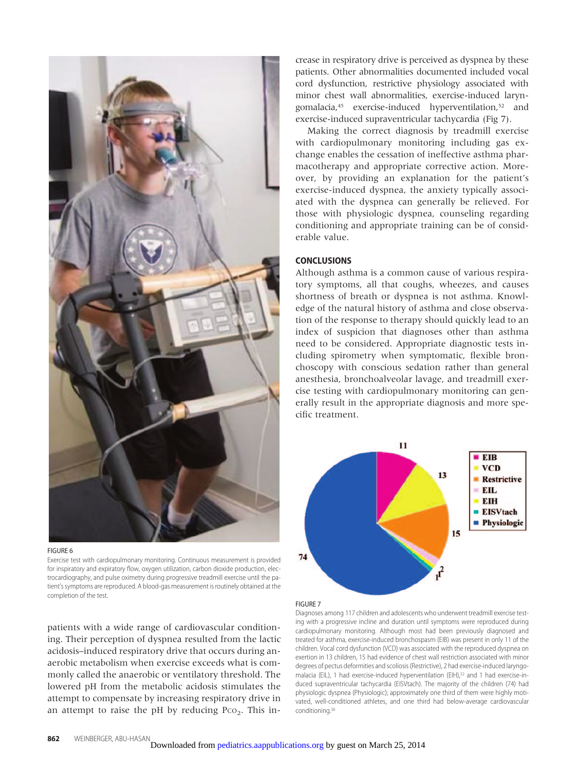FIGURE 6

Exercise test with cardiopulmonary monitoring. Continuous measurement is provided for inspiratory and expiratory flow, oxygen utilization, carbon dioxide production, electrocardiography, and pulse oximetry during progressive treadmill exercise until the patient's symptoms are reproduced. A blood-gas measurement is routinely obtained at the completion of the test.

patients with a wide range of cardiovascular conditioning. Their perception of dyspnea resulted from the lactic acidosis–induced respiratory drive that occurs during anaerobic metabolism when exercise exceeds what is commonly called the anaerobic or ventilatory threshold. The lowered pH from the metabolic acidosis stimulates the attempt to compensate by increasing respiratory drive in an attempt to raise the pH by reducing $P_{CO_2}$. This increase in respiratory drive is perceived as dyspnea by these patients. Other abnormalities documented included vocal cord dysfunction, restrictive physiology associated with minor chest wall abnormalities, exercise-induced laryngomalacia,[45] exercise-induced hyperventilation,[52] and exercise-induced supraventricular tachycardia (Fig 7).

Making the correct diagnosis by treadmill exercise with cardiopulmonary monitoring including gas exchange enables the cessation of ineffective asthma pharmacotherapy and appropriate corrective action. Moreover, by providing an explanation for the patient's exercise-induced dyspnea, the anxiety typically associated with the dyspnea can generally be relieved. For those with physiologic dyspnea, counseling regarding conditioning and appropriate training can be of considerable value.

## CONCLUSIONS

Although asthma is a common cause of various respiratory symptoms, all that coughs, wheezes, and causes shortness of breath or dyspnea is not asthma. Knowledge of the natural history of asthma and close observation of the response to therapy should quickly lead to an index of suspicion that diagnoses other than asthma need to be considered. Appropriate diagnostic tests including spirometry when symptomatic, flexible bronchoscopy with conscious sedation rather than general anesthesia, bronchoalveolar lavage, and treadmill exercise testing with cardiopulmonary monitoring can generally result in the appropriate diagnosis and more specific treatment.

FIGURE 7

Diagnoses among 117 children and adolescents who underwent treadmill exercise testing with a progressive incline and duration until symptoms were reproduced during cardiopulmonary monitoring. Although most had been previously diagnosed and treated for asthma, exercise-induced bronchospasm (EIB) was present in only 11 of the children. Vocal cord dysfunction (VCD) was associated with the reproduced dyspnea on exertion in 13 children, 15 had evidence of chest wall restriction associated with minor degrees of pectus deformities and scoliosis (Restrictive), 2 had exercise-induced laryngomalacia (EIL), 1 had exercise-induced hyperventilation (EIH),[52] and 1 had exercise-induced supraventricular tachycardia (EISVtach). The majority of the children (74) had physiologic dyspnea (Physiologic); approximately one third of them were highly motivated, well-conditioned athletes, and one third had below-average cardiovascular conditioning.[50]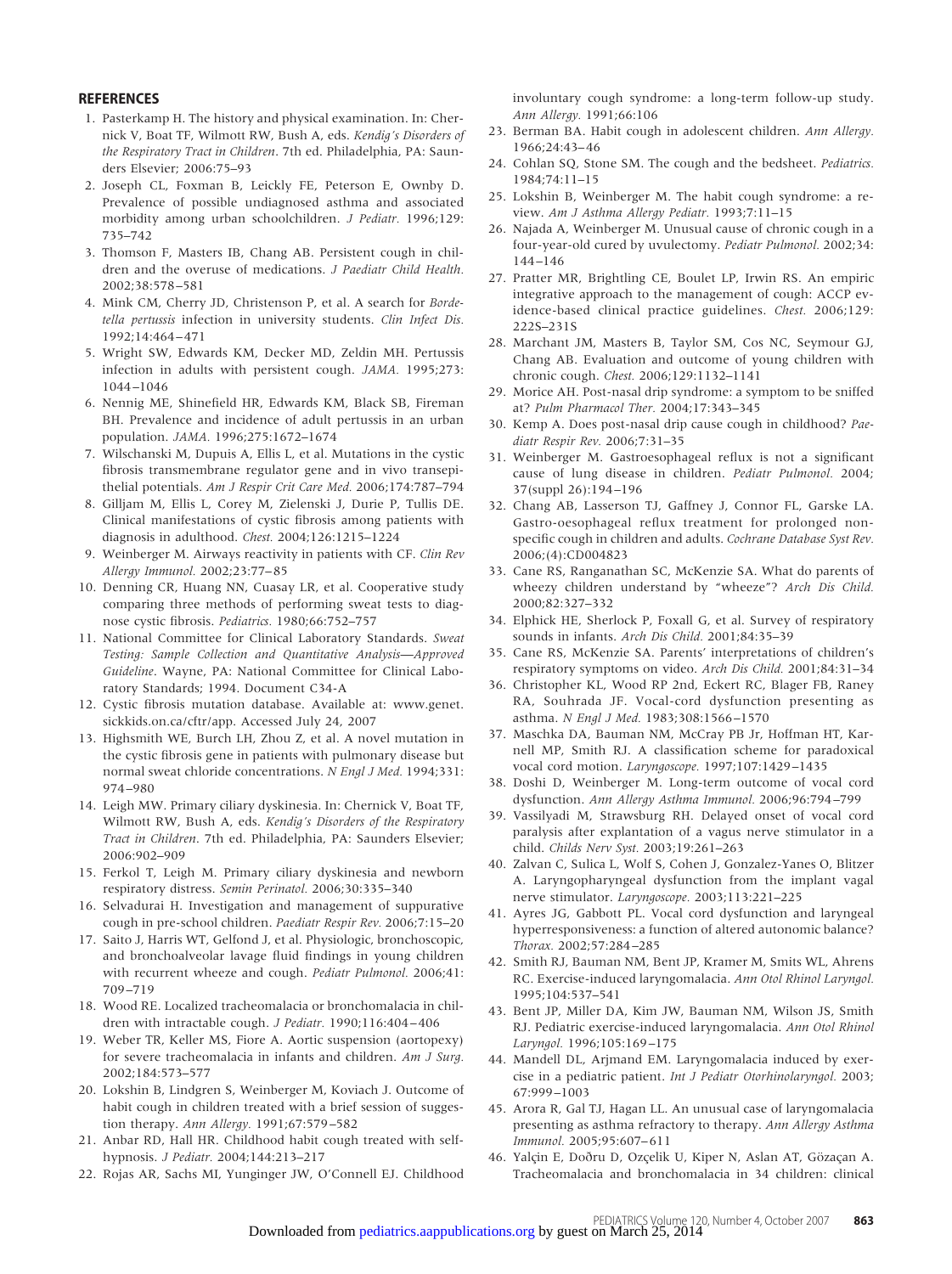## REFERENCES

1. Pasterkamp H. The history and physical examination. In: Chernick V, Boat TF, Wilmott RW, Bush A, eds. *Kendig's Disorders of the Respiratory Tract in Children*. 7th ed. Philadelphia, PA: Saunders Elsevier; 2006:75–93
2. Joseph CL, Foxman B, Leickly FE, Peterson E, Ownby D. Prevalence of possible undiagnosed asthma and associated morbidity among urban schoolchildren. *J Pediatr.* 1996;129:735–742
3. Thomson F, Masters IB, Chang AB. Persistent cough in children and the overuse of medications. *J Paediatr Child Health.* 2002;38:578–581
4. Mink CM, Cherry JD, Christenson P, et al. A search for *Bordetella pertussis* infection in university students. *Clin Infect Dis.* 1992;14:464–471
5. Wright SW, Edwards KM, Decker MD, Zeldin MH. Pertussis infection in adults with persistent cough. *JAMA.* 1995;273:1044–1046
6. Nennig ME, Shinefield HR, Edwards KM, Black SB, Fireman BH. Prevalence and incidence of adult pertussis in an urban population. *JAMA.* 1996;275:1672–1674
7. Wilschanski M, Dupuis A, Ellis L, et al. Mutations in the cystic fibrosis transmembrane regulator gene and in vivo transepithelial potentials. *Am J Respir Crit Care Med.* 2006;174:787–794
8. Gilljam M, Ellis L, Corey M, Zielenski J, Durie P, Tullis DE. Clinical manifestations of cystic fibrosis among patients with diagnosis in adulthood. *Chest.* 2004;126:1215–1224
9. Weinberger M. Airways reactivity in patients with CF. *Clin Rev Allergy Immunol.* 2002;23:77–85
10. Denning CR, Huang NN, Cuasay LR, et al. Cooperative study comparing three methods of performing sweat tests to diagnose cystic fibrosis. *Pediatrics.* 1980;66:752–757
11. National Committee for Clinical Laboratory Standards. *Sweat Testing: Sample Collection and Quantitative Analysis—Approved Guideline*. Wayne, PA: National Committee for Clinical Laboratory Standards; 1994. Document C34-A
12. Cystic fibrosis mutation database. Available at: www.genet.sickkids.on.ca/cftr/app. Accessed July 24, 2007
13. Highsmith WE, Burch LH, Zhou Z, et al. A novel mutation in the cystic fibrosis gene in patients with pulmonary disease but normal sweat chloride concentrations. *N Engl J Med.* 1994;331:974–980
14. Leigh MW. Primary ciliary dyskinesia. In: Chernick V, Boat TF, Wilmott RW, Bush A, eds. *Kendig's Disorders of the Respiratory Tract in Children*. 7th ed. Philadelphia, PA: Saunders Elsevier; 2006:902–909
15. Ferkol T, Leigh M. Primary ciliary dyskinesia and newborn respiratory distress. *Semin Perinatol.* 2006;30:335–340
16. Selvadurai H. Investigation and management of suppurative cough in pre-school children. *Paediatr Respir Rev.* 2006;7:15–20
17. Saito J, Harris WT, Gelfond J, et al. Physiologic, bronchoscopic, and bronchoalveolar lavage fluid findings in young children with recurrent wheeze and cough. *Pediatr Pulmonol.* 2006;41:709–719
18. Wood RE. Localized tracheomalacia or bronchomalacia in children with intractable cough. *J Pediatr.* 1990;116:404–406
19. Weber TR, Keller MS, Fiore A. Aortic suspension (aortopexy) for severe tracheomalacia in infants and children. *Am J Surg.* 2002;184:573–577
20. Lokshin B, Lindgren S, Weinberger M, Koviach J. Outcome of habit cough in children treated with a brief session of suggestion therapy. *Ann Allergy.* 1991;67:579–582
21. Anbar RD, Hall HR. Childhood habit cough treated with self-hypnosis. *J Pediatr.* 2004;144:213–217
22. Rojas AR, Sachs MI, Yunginger JW, O'Connell EJ. Childhood involuntary cough syndrome: a long-term follow-up study. *Ann Allergy.* 1991;66:106
23. Berman BA. Habit cough in adolescent children. *Ann Allergy.* 1966;24:43–46
24. Cohlan SQ, Stone SM. The cough and the bedsheet. *Pediatrics.* 1984;74:11–15
25. Lokshin B, Weinberger M. The habit cough syndrome: a review. *Am J Asthma Allergy Pediatr.* 1993;7:11–15
26. Najada A, Weinberger M. Unusual cause of chronic cough in a four-year-old cured by uvulectomy. *Pediatr Pulmonol.* 2002;34:144–146
27. Pratter MR, Brightling CE, Boulet LP, Irwin RS. An empiric integrative approach to the management of cough: ACCP evidence-based clinical practice guidelines. *Chest.* 2006;129:222S–231S
28. Marchant JM, Masters B, Taylor SM, Cos NC, Seymour GJ, Chang AB. Evaluation and outcome of young children with chronic cough. *Chest.* 2006;129:1132–1141
29. Morice AH. Post-nasal drip syndrome: a symptom to be sniffed at? *Pulm Pharmacol Ther.* 2004;17:343–345
30. Kemp A. Does post-nasal drip cause cough in childhood? *Paediatr Respir Rev.* 2006;7:31–35
31. Weinberger M. Gastroesophageal reflux is not a significant cause of lung disease in children. *Pediatr Pulmonol.* 2004;37(suppl 26):194–196
32. Chang AB, Lasserson TJ, Gaffney J, Connor FL, Garske LA. Gastro-oesophageal reflux treatment for prolonged nonspecific cough in children and adults. *Cochrane Database Syst Rev.* 2006;(4):CD004823
33. Cane RS, Ranganathan SC, McKenzie SA. What do parents of wheezy children understand by "wheeze"? *Arch Dis Child.* 2000;82:327–332
34. Elphick HE, Sherlock P, Foxall G, et al. Survey of respiratory sounds in infants. *Arch Dis Child.* 2001;84:35–39
35. Cane RS, McKenzie SA. Parents' interpretations of children's respiratory symptoms on video. *Arch Dis Child.* 2001;84:31–34
36. Christopher KL, Wood RP 2nd, Eckert RC, Blager FB, Raney RA, Souhrada JF. Vocal-cord dysfunction presenting as asthma. *N Engl J Med.* 1983;308:1566–1570
37. Maschka DA, Bauman NM, McCray PB Jr, Hoffman HT, Karnell MP, Smith RJ. A classification scheme for paradoxical vocal cord motion. *Laryngoscope.* 1997;107:1429–1435
38. Doshi D, Weinberger M. Long-term outcome of vocal cord dysfunction. *Ann Allergy Asthma Immunol.* 2006;96:794–799
39. Vassilyadi M, Strawsburg RH. Delayed onset of vocal cord paralysis after explantation of a vagus nerve stimulator in a child. *Childs Nerv Syst.* 2003;19:261–263
40. Zalvan C, Sulica L, Wolf S, Cohen J, Gonzalez-Yanes O, Blitzer A. Laryngopharyngeal dysfunction from the implant vagal nerve stimulator. *Laryngoscope.* 2003;113:221–225
41. Ayres JG, Gabbott PL. Vocal cord dysfunction and laryngeal hyperresponsiveness: a function of altered autonomic balance? *Thorax.* 2002;57:284–285
42. Smith RJ, Bauman NM, Bent JP, Kramer M, Smits WL, Ahrens RC. Exercise-induced laryngomalacia. *Ann Otol Rhinol Laryngol.* 1995;104:537–541
43. Bent JP, Miller DA, Kim JW, Bauman NM, Wilson JS, Smith RJ. Pediatric exercise-induced laryngomalacia. *Ann Otol Rhinol Laryngol.* 1996;105:169–175
44. Mandell DL, Arjmand EM. Laryngomalacia induced by exercise in a pediatric patient. *Int J Pediatr Otorhinolaryngol.* 2003;67:999–1003
45. Arora R, Gal TJ, Hagan LL. An unusual case of laryngomalacia presenting as asthma refractory to therapy. *Ann Allergy Asthma Immunol.* 2005;95:607–611
46. Yalçin E, Doðru D, Ozçelik U, Kiper N, Aslan AT, Gözaçan A. Tracheomalacia and bronchomalacia in 34 children: clinical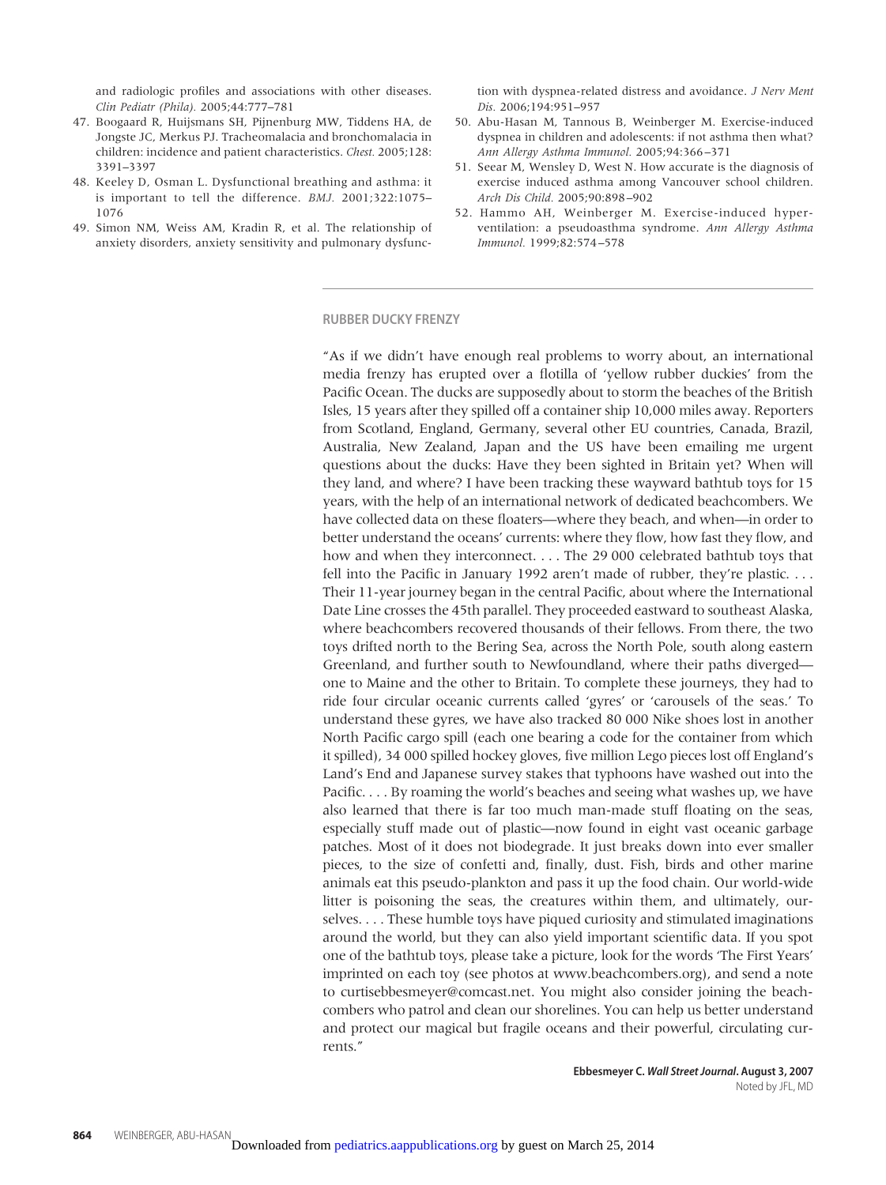and radiologic profiles and associations with other diseases. *Clin Pediatr (Phila).* 2005;44:777–781

47. Boogaard R, Huijsmans SH, Pijnenburg MW, Tiddens HA, de Jongste JC, Merkus PJ. Tracheomalacia and bronchomalacia in children: incidence and patient characteristics. *Chest.* 2005;128: 3391–3397
48. Keeley D, Osman L. Dysfunctional breathing and asthma: it is important to tell the difference. *BMJ.* 2001;322:1075–1076
49. Simon NM, Weiss AM, Kradin R, et al. The relationship of anxiety disorders, anxiety sensitivity and pulmonary dysfunction with dyspnea-related distress and avoidance. *J Nerv Ment Dis.* 2006;194:951–957
50. Abu-Hasan M, Tannous B, Weinberger M. Exercise-induced dyspnea in children and adolescents: if not asthma then what? *Ann Allergy Asthma Immunol.* 2005;94:366–371
51. Seear M, Wensley D, West N. How accurate is the diagnosis of exercise induced asthma among Vancouver school children. *Arch Dis Child.* 2005;90:898–902
52. Hammo AH, Weinberger M. Exercise-induced hyperventilation: a pseudoasthma syndrome. *Ann Allergy Asthma Immunol.* 1999;82:574–578

## RUBBER DUCKY FRENZY

"As if we didn't have enough real problems to worry about, an international media frenzy has erupted over a flotilla of 'yellow rubber duckies' from the Pacific Ocean. The ducks are supposedly about to storm the beaches of the British Isles, 15 years after they spilled off a container ship 10,000 miles away. Reporters from Scotland, England, Germany, several other EU countries, Canada, Brazil, Australia, New Zealand, Japan and the US have been emailing me urgent questions about the ducks: Have they been sighted in Britain yet? When will they land, and where? I have been tracking these wayward bathtub toys for 15 years, with the help of an international network of dedicated beachcombers. We have collected data on these floaters—where they beach, and when—in order to better understand the oceans' currents: where they flow, how fast they flow, and how and when they interconnect. . . . The 29 000 celebrated bathtub toys that fell into the Pacific in January 1992 aren't made of rubber, they're plastic. . . . Their 11-year journey began in the central Pacific, about where the International Date Line crosses the 45th parallel. They proceeded eastward to southeast Alaska, where beachcombers recovered thousands of their fellows. From there, the two toys drifted north to the Bering Sea, across the North Pole, south along eastern Greenland, and further south to Newfoundland, where their paths diverged—one to Maine and the other to Britain. To complete these journeys, they had to ride four circular oceanic currents called 'gyres' or 'carousels of the seas.' To understand these gyres, we have also tracked 80 000 Nike shoes lost in another North Pacific cargo spill (each one bearing a code for the container from which it spilled), 34 000 spilled hockey gloves, five million Lego pieces lost off England's Land's End and Japanese survey stakes that typhoons have washed out into the Pacific. . . . By roaming the world's beaches and seeing what washes up, we have also learned that there is far too much man-made stuff floating on the seas, especially stuff made out of plastic—now found in eight vast oceanic garbage patches. Most of it does not biodegrade. It just breaks down into ever smaller pieces, to the size of confetti and, finally, dust. Fish, birds and other marine animals eat this pseudo-plankton and pass it up the food chain. Our world-wide litter is poisoning the seas, the creatures within them, and ultimately, ourselves. . . . These humble toys have piqued curiosity and stimulated imaginations around the world, but they can also yield important scientific data. If you spot one of the bathtub toys, please take a picture, look for the words 'The First Years' imprinted on each toy (see photos at www.beachcombers.org), and send a note to curtisebbesmeyer@comcast.net. You might also consider joining the beachcombers who patrol and clean our shorelines. You can help us better understand and protect our magical but fragile oceans and their powerful, circulating currents."

**Ebbesmeyer C. *Wall Street Journal*. August 3, 2007**
Noted by JFL, MD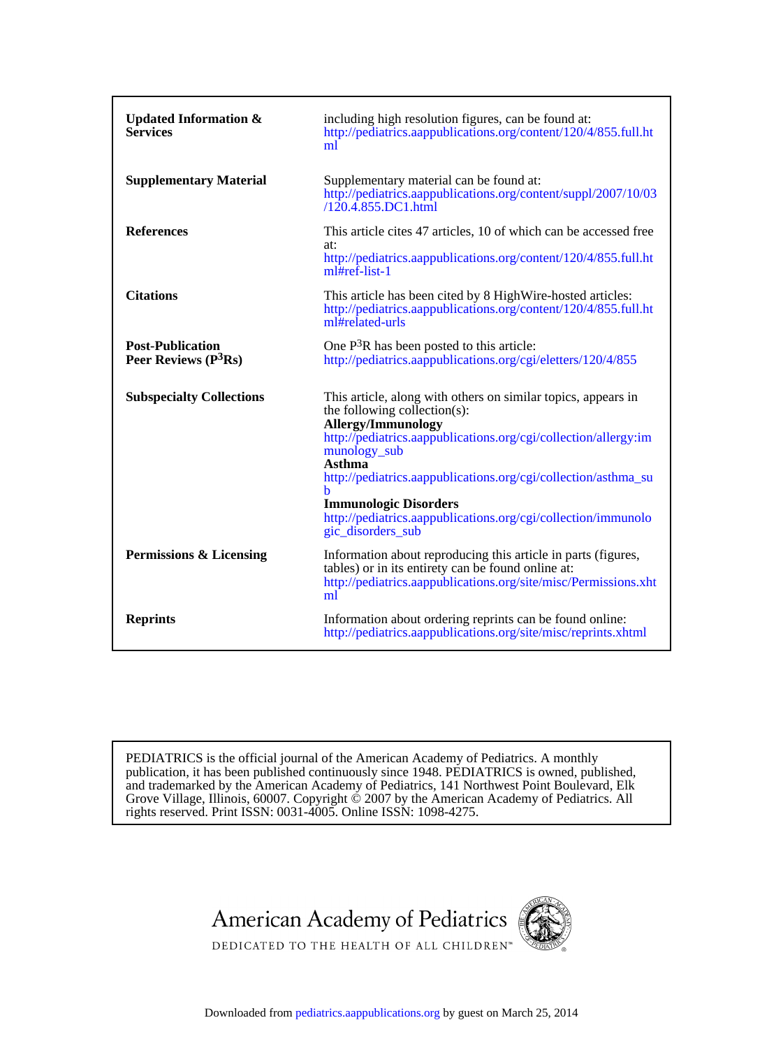| | |
|---|---|
| **Updated Information & Services** | including high resolution figures, can be found at: http://pediatrics.aappublications.org/content/120/4/855.full.html |
| **Supplementary Material** | Supplementary material can be found at: http://pediatrics.aappublications.org/content/suppl/2007/10/03/120.4.855.DC1.html |
| **References** | This article cites 47 articles, 10 of which can be accessed free at: http://pediatrics.aappublications.org/content/120/4/855.full.html#ref-list-1 |
| **Citations** | This article has been cited by 8 HighWire-hosted articles: http://pediatrics.aappublications.org/content/120/4/855.full.html#related-urls |
| **Post-Publication Peer Reviews ($P^3$Rs)** | One $P^3$R has been posted to this article: http://pediatrics.aappublications.org/cgi/eletters/120/4/855 |
| **Subspecialty Collections** | This article, along with others on similar topics, appears in the following collection(s): **Allergy/Immunology** http://pediatrics.aappublications.org/cgi/collection/allergy:immunology_sub **Asthma** http://pediatrics.aappublications.org/cgi/collection/asthma_sub **Immunologic Disorders** http://pediatrics.aappublications.org/cgi/collection/immunologic_disorders_sub |
| **Permissions & Licensing** | Information about reproducing this article in parts (figures, tables) or in its entirety can be found online at: http://pediatrics.aappublications.org/site/misc/Permissions.xhtml |
| **Reprints** | Information about ordering reprints can be found online: http://pediatrics.aappublications.org/site/misc/reprints.xhtml |

PEDIATRICS is the official journal of the American Academy of Pediatrics. A monthly publication, it has been published continuously since 1948. PEDIATRICS is owned, published, and trademarked by the American Academy of Pediatrics, 141 Northwest Point Boulevard, Elk Grove Village, Illinois, 60007. Copyright © 2007 by the American Academy of Pediatrics. All rights reserved. Print ISSN: 0031-4005. Online ISSN: 1098-4275.

American Academy of Pediatrics

DEDICATED TO THE HEALTH OF ALL CHILDREN™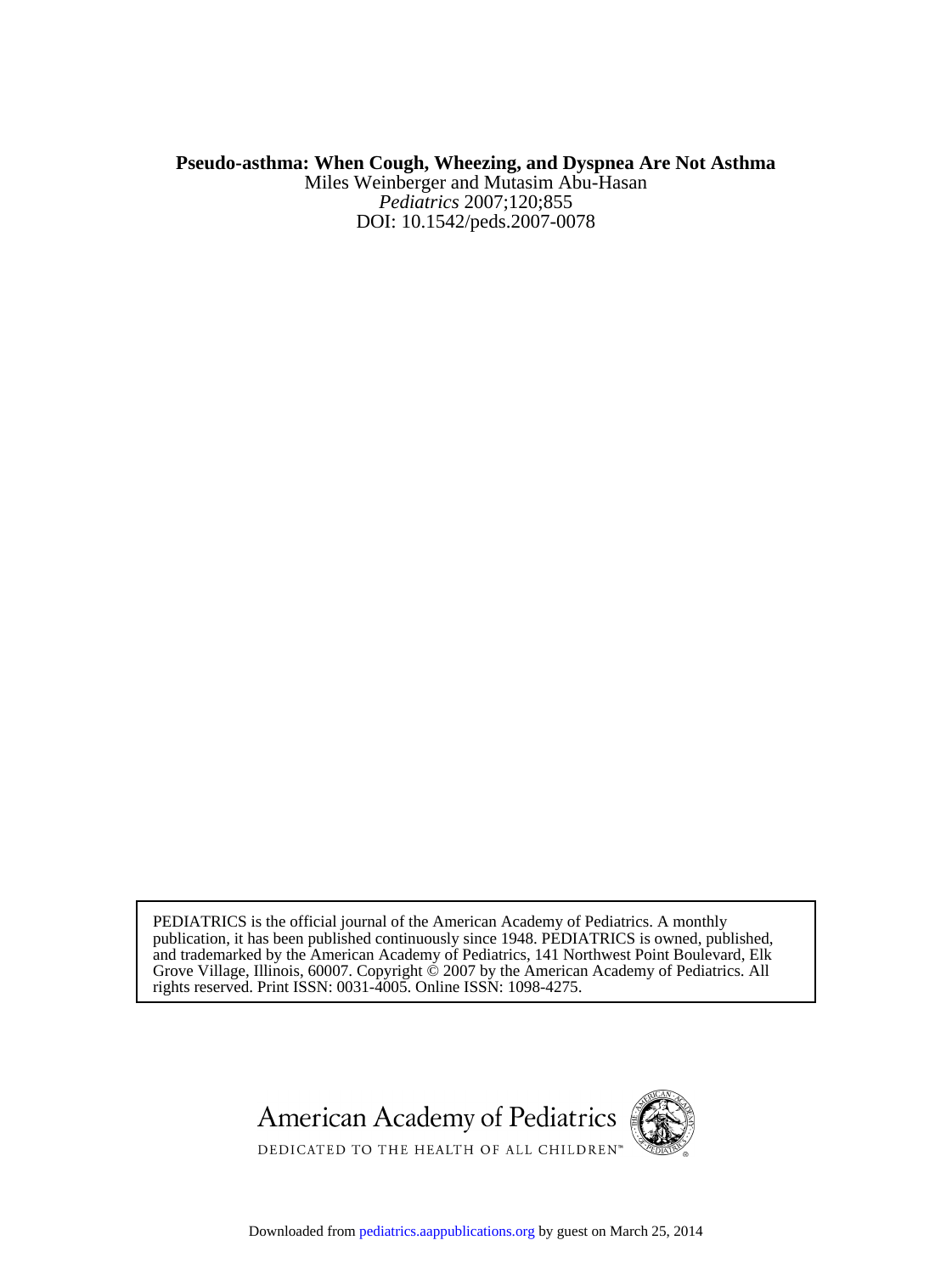**Pseudo-asthma: When Cough, Wheezing, and Dyspnea Are Not Asthma**

Miles Weinberger and Mutasim Abu-Hasan

*Pediatrics* 2007;120;855

DOI: 10.1542/peds.2007-0078

PEDIATRICS is the official journal of the American Academy of Pediatrics. A monthly publication, it has been published continuously since 1948. PEDIATRICS is owned, published, and trademarked by the American Academy of Pediatrics, 141 Northwest Point Boulevard, Elk Grove Village, Illinois, 60007. Copyright © 2007 by the American Academy of Pediatrics. All rights reserved. Print ISSN: 0031-4005. Online ISSN: 1098-4275.

American Academy of Pediatrics

DEDICATED TO THE HEALTH OF ALL CHILDREN™

Downloaded from pediatrics.aappublications.org by guest on March 25, 2014